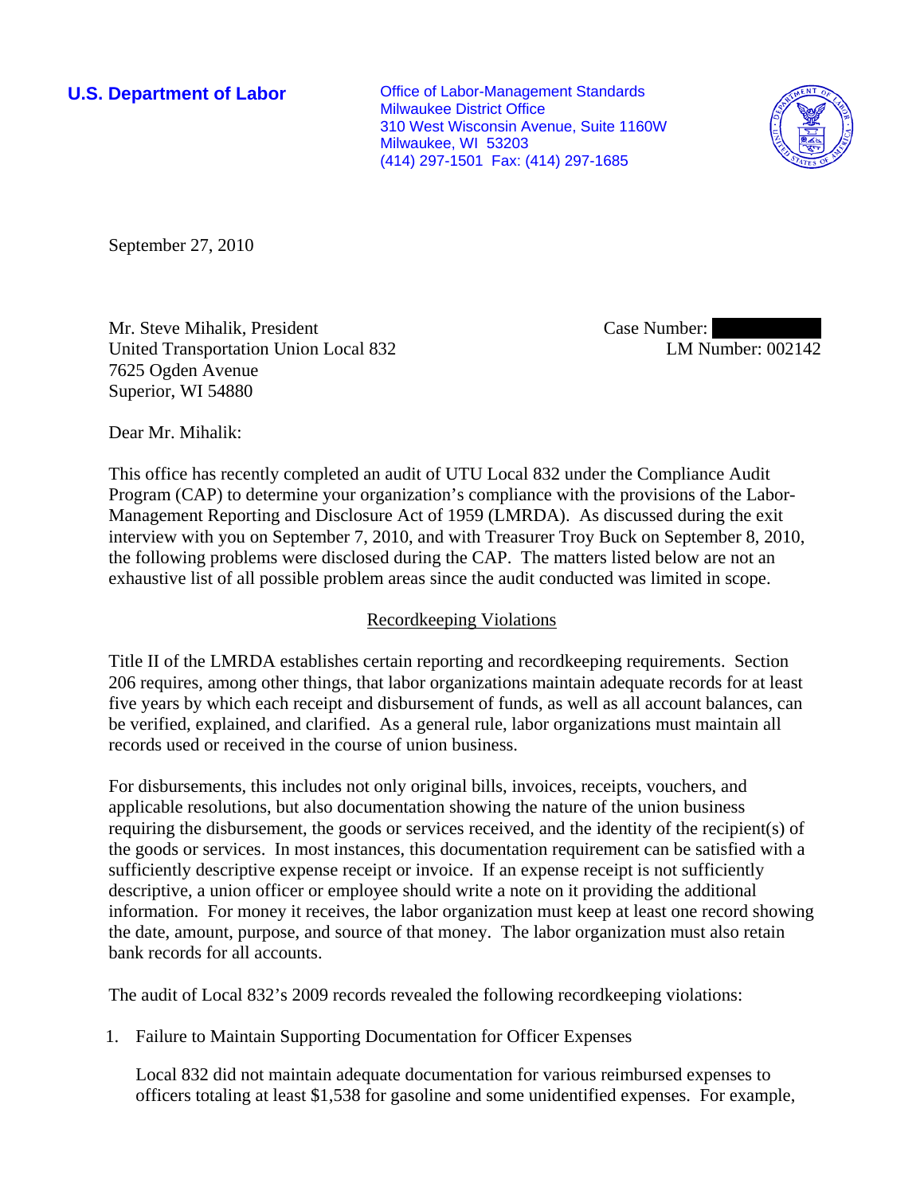**U.S. Department of Labor**

Office of Labor-Management Standards
Milwaukee District Office
310 West Wisconsin Avenue, Suite 1160W
Milwaukee, WI 53203
(414) 297-1501 Fax: (414) 297-1685

September 27, 2010

Mr. Steve Mihalik, President
United Transportation Union Local 832
7625 Ogden Avenue
Superior, WI 54880

Case Number:
LM Number: 002142

Dear Mr. Mihalik:

This office has recently completed an audit of UTU Local 832 under the Compliance Audit Program (CAP) to determine your organization's compliance with the provisions of the Labor-Management Reporting and Disclosure Act of 1959 (LMRDA). As discussed during the exit interview with you on September 7, 2010, and with Treasurer Troy Buck on September 8, 2010, the following problems were disclosed during the CAP. The matters listed below are not an exhaustive list of all possible problem areas since the audit conducted was limited in scope.

## Recordkeeping Violations

Title II of the LMRDA establishes certain reporting and recordkeeping requirements. Section 206 requires, among other things, that labor organizations maintain adequate records for at least five years by which each receipt and disbursement of funds, as well as all account balances, can be verified, explained, and clarified. As a general rule, labor organizations must maintain all records used or received in the course of union business.

For disbursements, this includes not only original bills, invoices, receipts, vouchers, and applicable resolutions, but also documentation showing the nature of the union business requiring the disbursement, the goods or services received, and the identity of the recipient(s) of the goods or services. In most instances, this documentation requirement can be satisfied with a sufficiently descriptive expense receipt or invoice. If an expense receipt is not sufficiently descriptive, a union officer or employee should write a note on it providing the additional information. For money it receives, the labor organization must keep at least one record showing the date, amount, purpose, and source of that money. The labor organization must also retain bank records for all accounts.

The audit of Local 832's 2009 records revealed the following recordkeeping violations:

1. Failure to Maintain Supporting Documentation for Officer Expenses

   Local 832 did not maintain adequate documentation for various reimbursed expenses to officers totaling at least $1,538 for gasoline and some unidentified expenses. For example,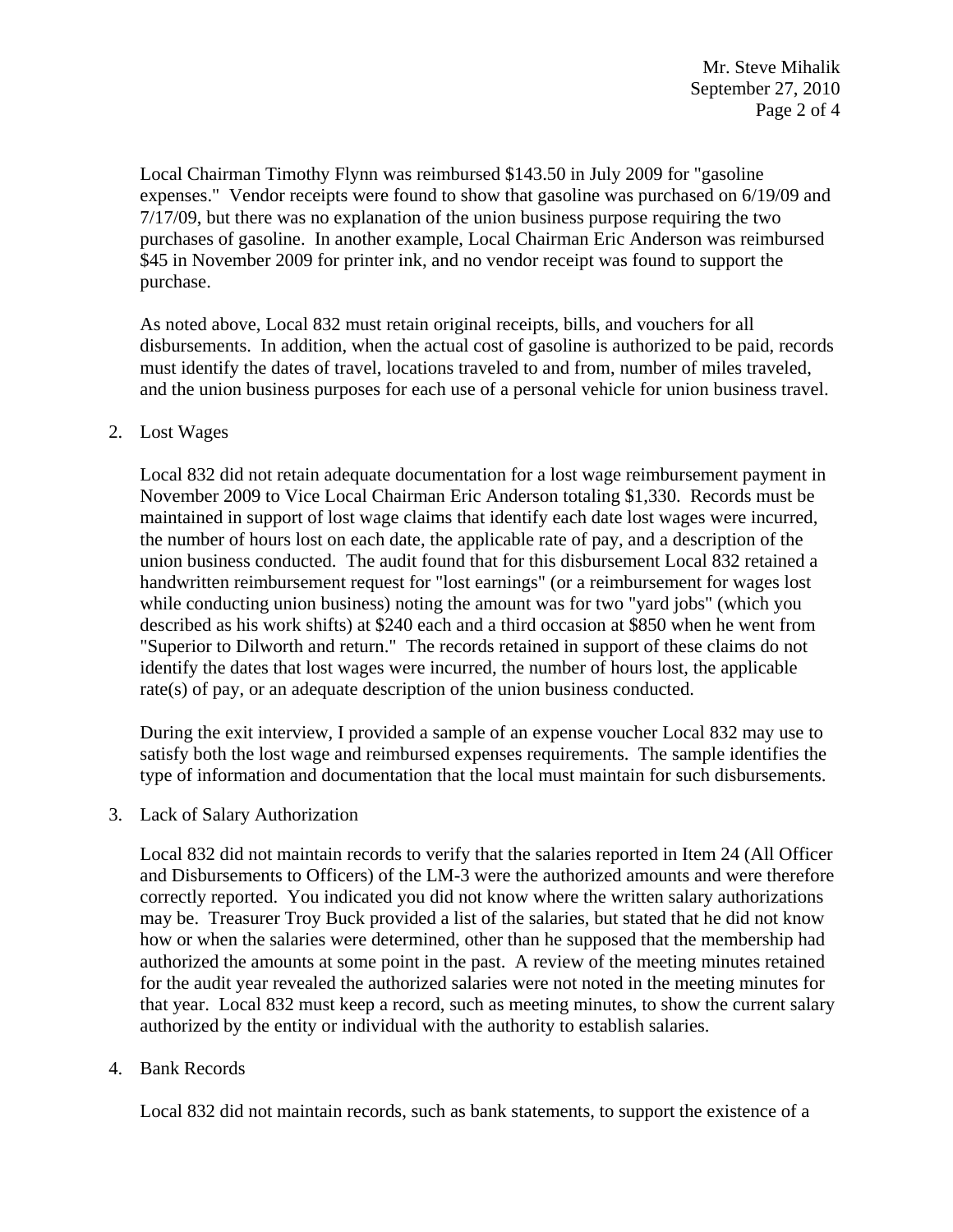Local Chairman Timothy Flynn was reimbursed $143.50 in July 2009 for "gasoline expenses." Vendor receipts were found to show that gasoline was purchased on 6/19/09 and 7/17/09, but there was no explanation of the union business purpose requiring the two purchases of gasoline. In another example, Local Chairman Eric Anderson was reimbursed $45 in November 2009 for printer ink, and no vendor receipt was found to support the purchase.

As noted above, Local 832 must retain original receipts, bills, and vouchers for all disbursements. In addition, when the actual cost of gasoline is authorized to be paid, records must identify the dates of travel, locations traveled to and from, number of miles traveled, and the union business purposes for each use of a personal vehicle for union business travel.

2. Lost Wages

   Local 832 did not retain adequate documentation for a lost wage reimbursement payment in November 2009 to Vice Local Chairman Eric Anderson totaling $1,330. Records must be maintained in support of lost wage claims that identify each date lost wages were incurred, the number of hours lost on each date, the applicable rate of pay, and a description of the union business conducted. The audit found that for this disbursement Local 832 retained a handwritten reimbursement request for "lost earnings" (or a reimbursement for wages lost while conducting union business) noting the amount was for two "yard jobs" (which you described as his work shifts) at $240 each and a third occasion at $850 when he went from "Superior to Dilworth and return." The records retained in support of these claims do not identify the dates that lost wages were incurred, the number of hours lost, the applicable rate(s) of pay, or an adequate description of the union business conducted.

   During the exit interview, I provided a sample of an expense voucher Local 832 may use to satisfy both the lost wage and reimbursed expenses requirements. The sample identifies the type of information and documentation that the local must maintain for such disbursements.

3. Lack of Salary Authorization

   Local 832 did not maintain records to verify that the salaries reported in Item 24 (All Officer and Disbursements to Officers) of the LM-3 were the authorized amounts and were therefore correctly reported. You indicated you did not know where the written salary authorizations may be. Treasurer Troy Buck provided a list of the salaries, but stated that he did not know how or when the salaries were determined, other than he supposed that the membership had authorized the amounts at some point in the past. A review of the meeting minutes retained for the audit year revealed the authorized salaries were not noted in the meeting minutes for that year. Local 832 must keep a record, such as meeting minutes, to show the current salary authorized by the entity or individual with the authority to establish salaries.

4. Bank Records

   Local 832 did not maintain records, such as bank statements, to support the existence of a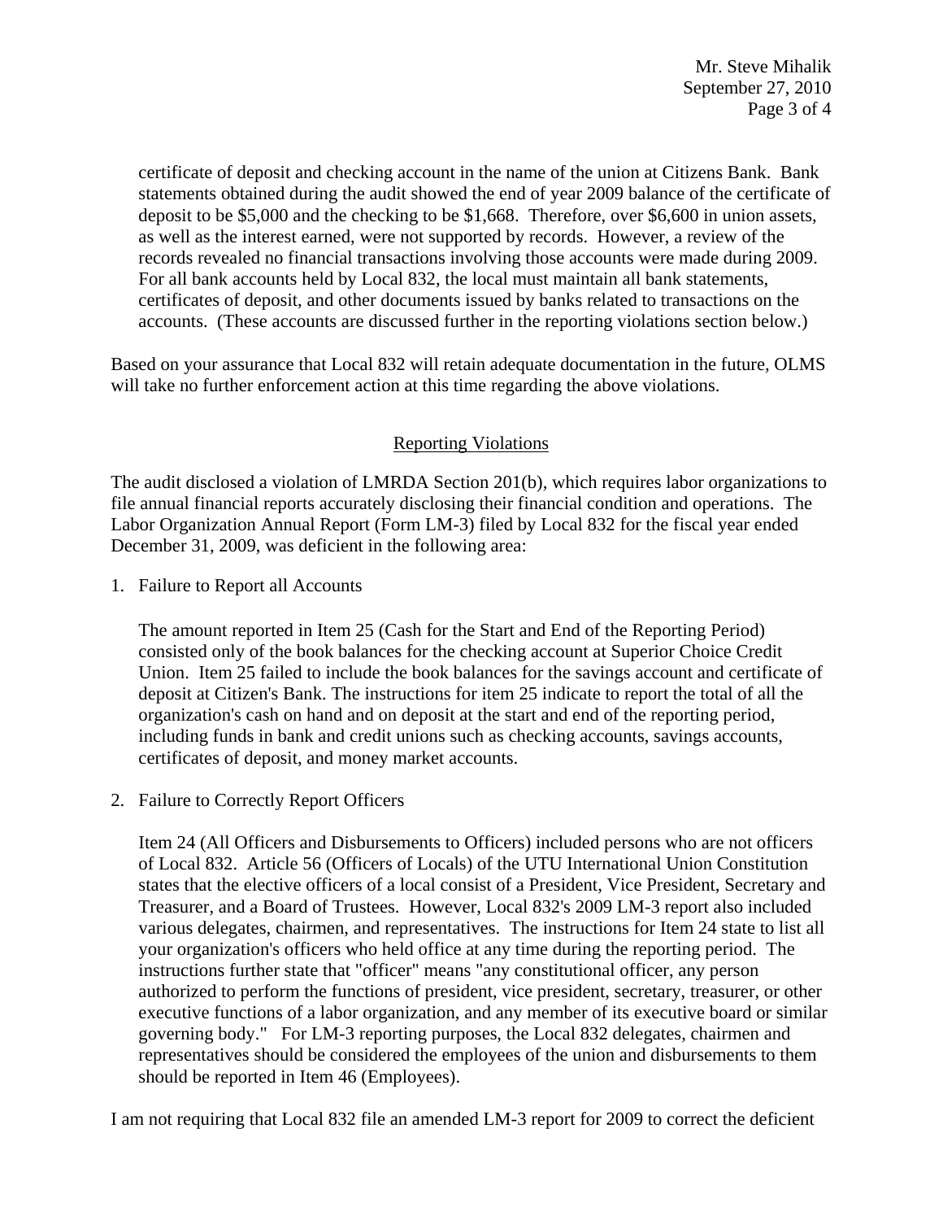certificate of deposit and checking account in the name of the union at Citizens Bank. Bank statements obtained during the audit showed the end of year 2009 balance of the certificate of deposit to be $5,000 and the checking to be $1,668. Therefore, over $6,600 in union assets, as well as the interest earned, were not supported by records. However, a review of the records revealed no financial transactions involving those accounts were made during 2009. For all bank accounts held by Local 832, the local must maintain all bank statements, certificates of deposit, and other documents issued by banks related to transactions on the accounts. (These accounts are discussed further in the reporting violations section below.)

Based on your assurance that Local 832 will retain adequate documentation in the future, OLMS will take no further enforcement action at this time regarding the above violations.

## Reporting Violations

The audit disclosed a violation of LMRDA Section 201(b), which requires labor organizations to file annual financial reports accurately disclosing their financial condition and operations. The Labor Organization Annual Report (Form LM-3) filed by Local 832 for the fiscal year ended December 31, 2009, was deficient in the following area:

1. Failure to Report all Accounts

   The amount reported in Item 25 (Cash for the Start and End of the Reporting Period) consisted only of the book balances for the checking account at Superior Choice Credit Union. Item 25 failed to include the book balances for the savings account and certificate of deposit at Citizen's Bank. The instructions for item 25 indicate to report the total of all the organization's cash on hand and on deposit at the start and end of the reporting period, including funds in bank and credit unions such as checking accounts, savings accounts, certificates of deposit, and money market accounts.

2. Failure to Correctly Report Officers

   Item 24 (All Officers and Disbursements to Officers) included persons who are not officers of Local 832. Article 56 (Officers of Locals) of the UTU International Union Constitution states that the elective officers of a local consist of a President, Vice President, Secretary and Treasurer, and a Board of Trustees. However, Local 832's 2009 LM-3 report also included various delegates, chairmen, and representatives. The instructions for Item 24 state to list all your organization's officers who held office at any time during the reporting period. The instructions further state that "officer" means "any constitutional officer, any person authorized to perform the functions of president, vice president, secretary, treasurer, or other executive functions of a labor organization, and any member of its executive board or similar governing body." For LM-3 reporting purposes, the Local 832 delegates, chairmen and representatives should be considered the employees of the union and disbursements to them should be reported in Item 46 (Employees).

I am not requiring that Local 832 file an amended LM-3 report for 2009 to correct the deficient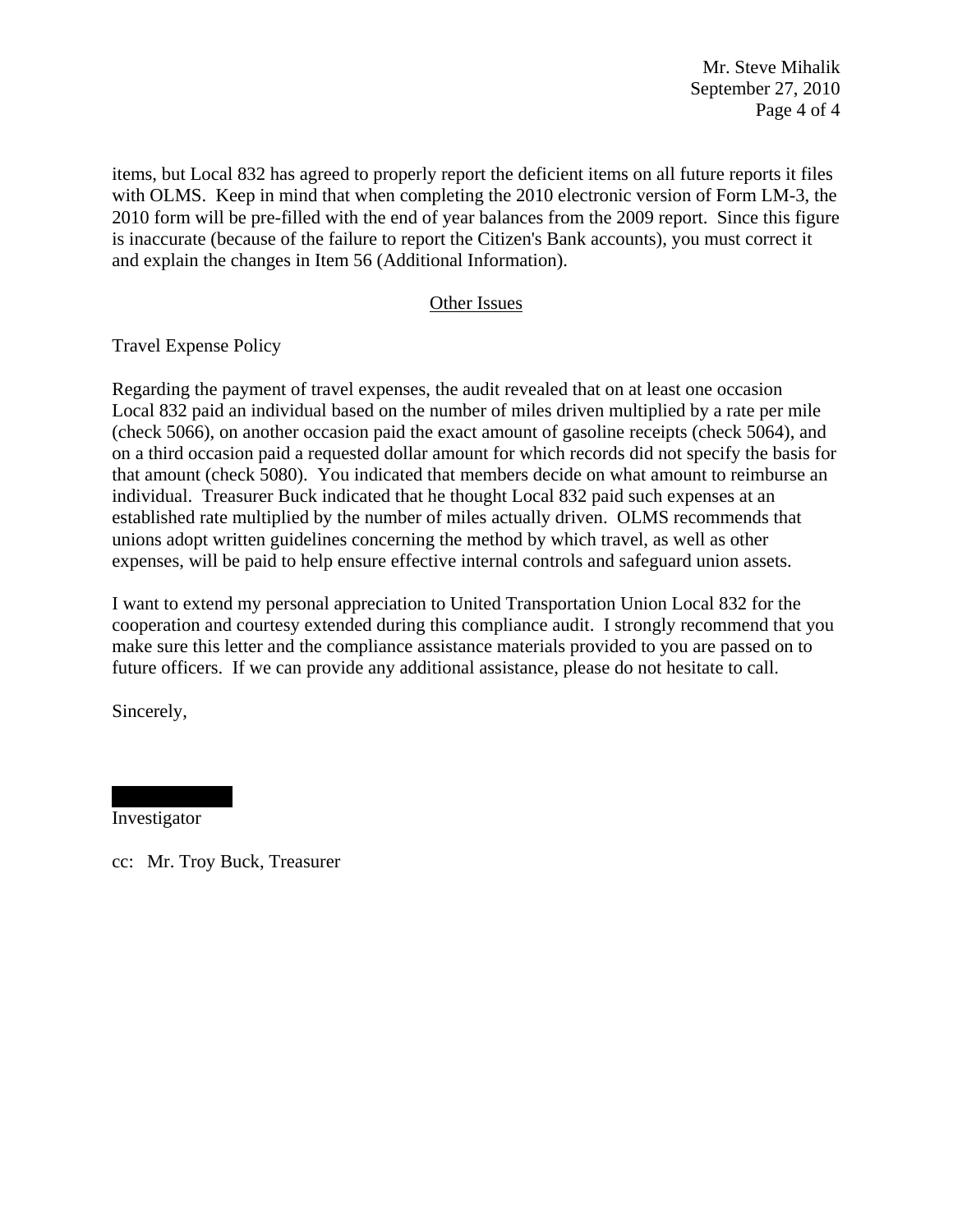items, but Local 832 has agreed to properly report the deficient items on all future reports it files with OLMS. Keep in mind that when completing the 2010 electronic version of Form LM-3, the 2010 form will be pre-filled with the end of year balances from the 2009 report. Since this figure is inaccurate (because of the failure to report the Citizen's Bank accounts), you must correct it and explain the changes in Item 56 (Additional Information).

## Other Issues

Travel Expense Policy

Regarding the payment of travel expenses, the audit revealed that on at least one occasion Local 832 paid an individual based on the number of miles driven multiplied by a rate per mile (check 5066), on another occasion paid the exact amount of gasoline receipts (check 5064), and on a third occasion paid a requested dollar amount for which records did not specify the basis for that amount (check 5080). You indicated that members decide on what amount to reimburse an individual. Treasurer Buck indicated that he thought Local 832 paid such expenses at an established rate multiplied by the number of miles actually driven. OLMS recommends that unions adopt written guidelines concerning the method by which travel, as well as other expenses, will be paid to help ensure effective internal controls and safeguard union assets.

I want to extend my personal appreciation to United Transportation Union Local 832 for the cooperation and courtesy extended during this compliance audit. I strongly recommend that you make sure this letter and the compliance assistance materials provided to you are passed on to future officers. If we can provide any additional assistance, please do not hesitate to call.

Sincerely,

Investigator

cc: Mr. Troy Buck, Treasurer